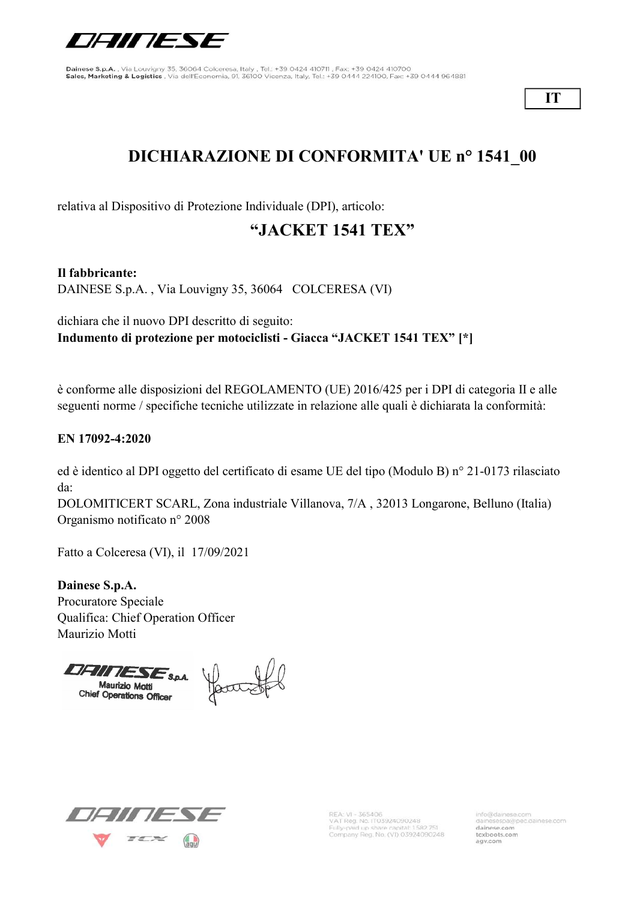Dainese S.p.A. , Via Louvigny 35, 36064 Colceresa, Italy , Tel.: +39 0424 410711 , Fax: +39 0424 410700
Sales, Marketing & Logistics , Via dell'Economia, 91, 36100 Vicenza, Italy, Tel.: +39 0444 224100, Fax: +39 0444 964881

IT

# DICHIARAZIONE DI CONFORMITA' UE n° 1541_00

relativa al Dispositivo di Protezione Individuale (DPI), articolo:

## "JACKET 1541 TEX"

**Il fabbricante:**
DAINESE S.p.A. , Via Louvigny 35, 36064 COLCERESA (VI)

dichiara che il nuovo DPI descritto di seguito:
**Indumento di protezione per motociclisti - Giacca "JACKET 1541 TEX" [*]**

è conforme alle disposizioni del REGOLAMENTO (UE) 2016/425 per i DPI di categoria II e alle seguenti norme / specifiche tecniche utilizzate in relazione alle quali è dichiarata la conformità:

**EN 17092-4:2020**

ed è identico al DPI oggetto del certificato di esame UE del tipo (Modulo B) n° 21-0173 rilasciato da:
DOLOMITICERT SCARL, Zona industriale Villanova, 7/A , 32013 Longarone, Belluno (Italia)
Organismo notificato n° 2008

Fatto a Colceresa (VI), il 17/09/2021

**Dainese S.p.A.**
Procuratore Speciale
Qualifica: Chief Operation Officer
Maurizio Motti

DAINESE S.p.A.
Maurizio Motti
Chief Operations Officer

REA: VI - 365406
VAT Reg. No. IT03924090248
Fully-paid up share capital: 1.582.751
Company Reg. No. (VI) 03924090248

info@dainese.com
dainesespa@pec.dainese.com
dainese.com
tcxboots.com
agv.com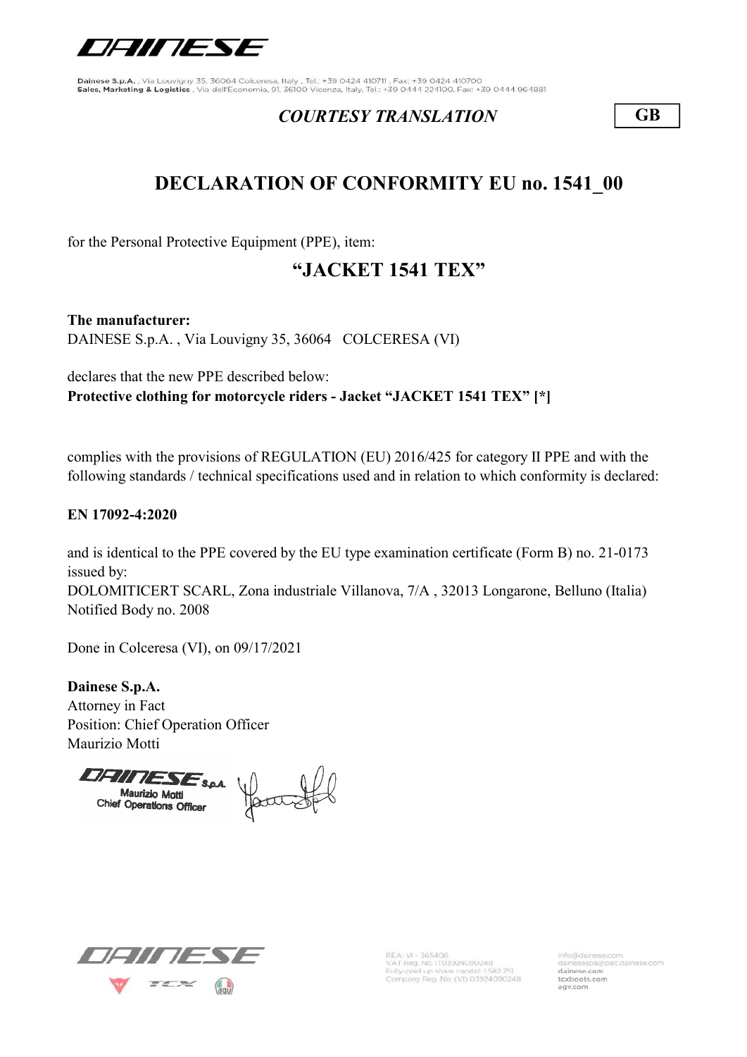Dainese S.p.A. , Via Louvigny 35, 36064 Colceresa, Italy , Tel.: +39 0424 410711 , Fax: +39 0424 410700
Sales, Marketing & Logistics , Via dell'Economia, 91, 36100 Vicenza, Italy, Tel.: +39 0444 224100, Fax: +39 0444 964881

*COURTESY TRANSLATION* **GB**

## DECLARATION OF CONFORMITY EU no. 1541_00

for the Personal Protective Equipment (PPE), item:

### "JACKET 1541 TEX"

**The manufacturer:**
DAINESE S.p.A. , Via Louvigny 35, 36064 COLCERESA (VI)

declares that the new PPE described below:
**Protective clothing for motorcycle riders - Jacket "JACKET 1541 TEX" [*]**

complies with the provisions of REGULATION (EU) 2016/425 for category II PPE and with the following standards / technical specifications used and in relation to which conformity is declared:

**EN 17092-4:2020**

and is identical to the PPE covered by the EU type examination certificate (Form B) no. 21-0173 issued by:
DOLOMITICERT SCARL, Zona industriale Villanova, 7/A , 32013 Longarone, Belluno (Italia)
Notified Body no. 2008

Done in Colceresa (VI), on 09/17/2021

**Dainese S.p.A.**
Attorney in Fact
Position: Chief Operation Officer
Maurizio Motti

DAINESE S.p.A.
Maurizio Motti
Chief Operations Officer

REA: VI - 365406
VAT Reg. No. IT03924090248
Fully-paid up share capital: 1.582.751
Company Reg. No. (VI) 03924090248

info@dainese.com
dainesespa@pec.dainese.com
dainese.com
tcxboots.com
agv.com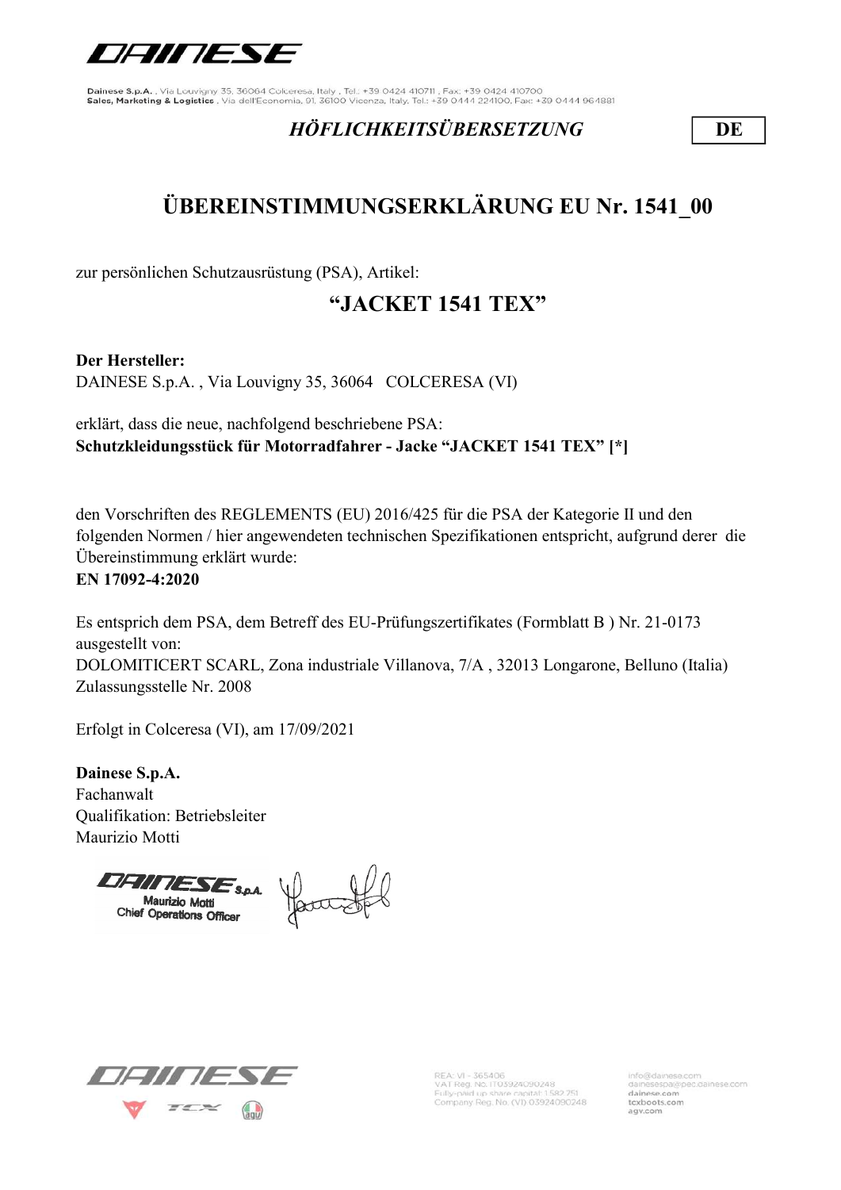Dainese S.p.A. , Via Louvigny 35, 36064 Colceresa, Italy , Tel.: +39 0424 410711 , Fax: +39 0424 410700
Sales, Marketing & Logistics , Via dell'Economia, 91, 36100 Vicenza, Italy, Tel.: +39 0444 224100, Fax: +39 0444 964881

*HÖFLICHKEITSÜBERSETZUNG* **DE**

# ÜBEREINSTIMMUNGSERKLÄRUNG EU Nr. 1541_00

zur persönlichen Schutzausrüstung (PSA), Artikel:

## "JACKET 1541 TEX"

**Der Hersteller:**
DAINESE S.p.A. , Via Louvigny 35, 36064 COLCERESA (VI)

erklärt, dass die neue, nachfolgend beschriebene PSA:
**Schutzkleidungsstück für Motorradfahrer - Jacke "JACKET 1541 TEX" [*]**

den Vorschriften des REGLEMENTS (EU) 2016/425 für die PSA der Kategorie II und den folgenden Normen / hier angewendeten technischen Spezifikationen entspricht, aufgrund derer die Übereinstimmung erklärt wurde:
**EN 17092-4:2020**

Es entsprich dem PSA, dem Betreff des EU-Prüfungszertifikates (Formblatt B ) Nr. 21-0173 ausgestellt von:
DOLOMITICERT SCARL, Zona industriale Villanova, 7/A , 32013 Longarone, Belluno (Italia)
Zulassungsstelle Nr. 2008

Erfolgt in Colceresa (VI), am 17/09/2021

**Dainese S.p.A.**
Fachanwalt
Qualifikation: Betriebsleiter
Maurizio Motti

DAINESE S.p.A.
Maurizio Motti
Chief Operations Officer

REA: VI - 365406
VAT Reg. No. IT03924090248
Fully-paid up share capital: 1.582.751
Company Reg. No. (VI) 03924090248

info@dainese.com
dainesespa@pec.dainese.com
dainese.com
tcxboots.com
agv.com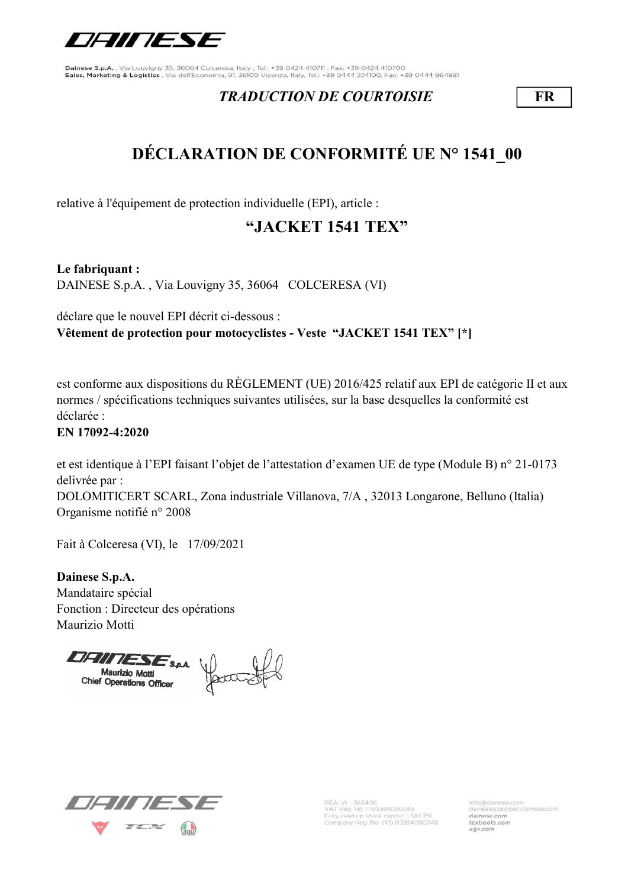Dainese S.p.A. , Via Louvigny 35, 36064 Colceresa, Italy , Tel.: +39 0424 410711 , Fax: +39 0424 410700
Sales, Marketing & Logistics , Via dell'Economia, 91, 36100 Vicenza, Italy, Tel.: +39 0444 224100, Fax: +39 0444 964881

*TRADUCTION DE COURTOISIE* **FR**

# DÉCLARATION DE CONFORMITÉ UE N° 1541_00

relative à l'équipement de protection individuelle (EPI), article :

## "JACKET 1541 TEX"

**Le fabriquant :**
DAINESE S.p.A. , Via Louvigny 35, 36064 COLCERESA (VI)

déclare que le nouvel EPI décrit ci-dessous :
**Vêtement de protection pour motocyclistes - Veste "JACKET 1541 TEX" [*]**

est conforme aux dispositions du RÈGLEMENT (UE) 2016/425 relatif aux EPI de catégorie II et aux normes / spécifications techniques suivantes utilisées, sur la base desquelles la conformité est déclarée :
**EN 17092-4:2020**

et est identique à l'EPI faisant l'objet de l'attestation d'examen UE de type (Module B) n° 21-0173 delivrée par :
DOLOMITICERT SCARL, Zona industriale Villanova, 7/A , 32013 Longarone, Belluno (Italia)
Organisme notifié n° 2008

Fait à Colceresa (VI), le 17/09/2021

**Dainese S.p.A.**
Mandataire spécial
Fonction : Directeur des opérations
Maurizio Motti

DAINESE S.p.A.
Maurizio Motti
Chief Operations Officer

REA: VI - 365406
VAT Reg. No. IT03924090248
Fully-paid up share capital: 1.582.251
Company Reg. No. (VI) 03924090248

info@dainese.com
dainesespa@pec.dainese.com
dainese.com
tcxboots.com
agv.com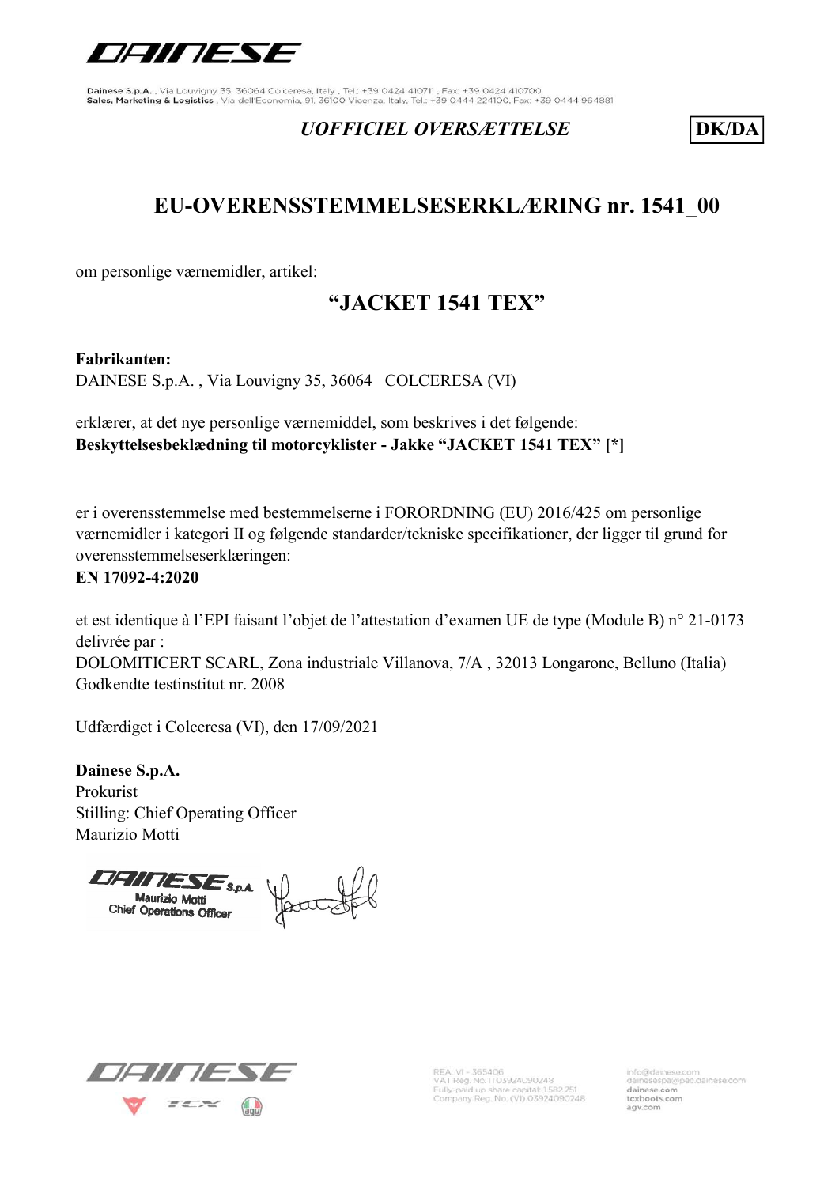DAINESE

Dainese S.p.A. , Via Louvigny 35, 36064 Colceresa, Italy , Tel.: +39 0424 410711 , Fax: +39 0424 410700
Sales, Marketing & Logistics , Via dell'Economia, 91, 36100 Vicenza, Italy, Tel.: +39 0444 224100, Fax: +39 0444 964881

*UOFFICIEL OVERSÆTTELSE* **DK/DA**

# EU-OVERENSSTEMMELSESERKLÆRING nr. 1541_00

om personlige værnemidler, artikel:

## "JACKET 1541 TEX"

**Fabrikanten:**
DAINESE S.p.A. , Via Louvigny 35, 36064 COLCERESA (VI)

erklærer, at det nye personlige værnemiddel, som beskrives i det følgende:
**Beskyttelsesbeklædning til motorcyklister - Jakke "JACKET 1541 TEX" [*]**

er i overensstemmelse med bestemmelserne i FORORDNING (EU) 2016/425 om personlige værnemidler i kategori II og følgende standarder/tekniske specifikationer, der ligger til grund for overensstemmelseserklæringen:
**EN 17092-4:2020**

et est identique à l'EPI faisant l'objet de l'attestation d'examen UE de type (Module B) n° 21-0173 delivrée par :
DOLOMITICERT SCARL, Zona industriale Villanova, 7/A , 32013 Longarone, Belluno (Italia)
Godkendte testinstitut nr. 2008

Udfærdiget i Colceresa (VI), den 17/09/2021

**Dainese S.p.A.**
Prokurist
Stilling: Chief Operating Officer
Maurizio Motti

DAINESE S.p.A.
Maurizio Motti
Chief Operations Officer

REA: VI - 365406
VAT Reg. No. IT03924090248
Fully-paid up share capital: 1.582.751
Company Reg. No. (VI) 03924090248

info@dainese.com
dainesespa@pec.dainese.com
dainese.com
tcxboots.com
agv.com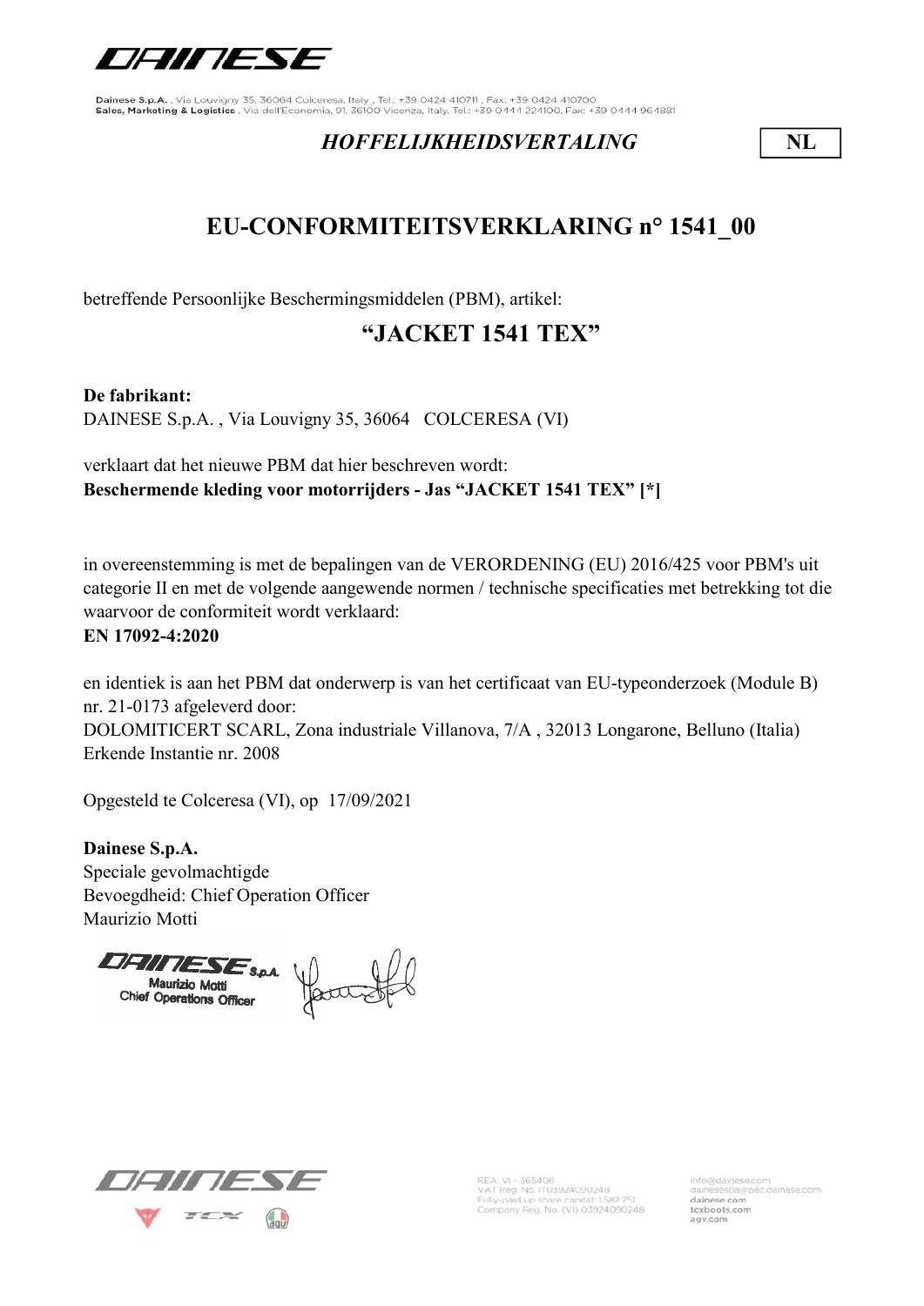*HOFFELIJKHEIDSVERTALING* **NL**

# EU-CONFORMITEITSVERKLARING n° 1541_00

betreffende Persoonlijke Beschermingsmiddelen (PBM), artikel:

## "JACKET 1541 TEX"

**De fabrikant:**
DAINESE S.p.A. , Via Louvigny 35, 36064 COLCERESA (VI)

verklaart dat het nieuwe PBM dat hier beschreven wordt:
**Beschermende kleding voor motorrijders - Jas "JACKET 1541 TEX" [*]**

in overeenstemming is met de bepalingen van de VERORDENING (EU) 2016/425 voor PBM's uit categorie II en met de volgende aangewende normen / technische specificaties met betrekking tot die waarvoor de conformiteit wordt verklaard:
**EN 17092-4:2020**

en identiek is aan het PBM dat onderwerp is van het certificaat van EU-typeonderzoek (Module B) nr. 21-0173 afgeleverd door:
DOLOMITICERT SCARL, Zona industriale Villanova, 7/A , 32013 Longarone, Belluno (Italia)
Erkende Instantie nr. 2008

Opgesteld te Colceresa (VI), op 17/09/2021

**Dainese S.p.A.**
Speciale gevolmachtigde
Bevoegdheid: Chief Operation Officer
Maurizio Motti

DAINESE S.p.A.
Maurizio Motti
Chief Operations Officer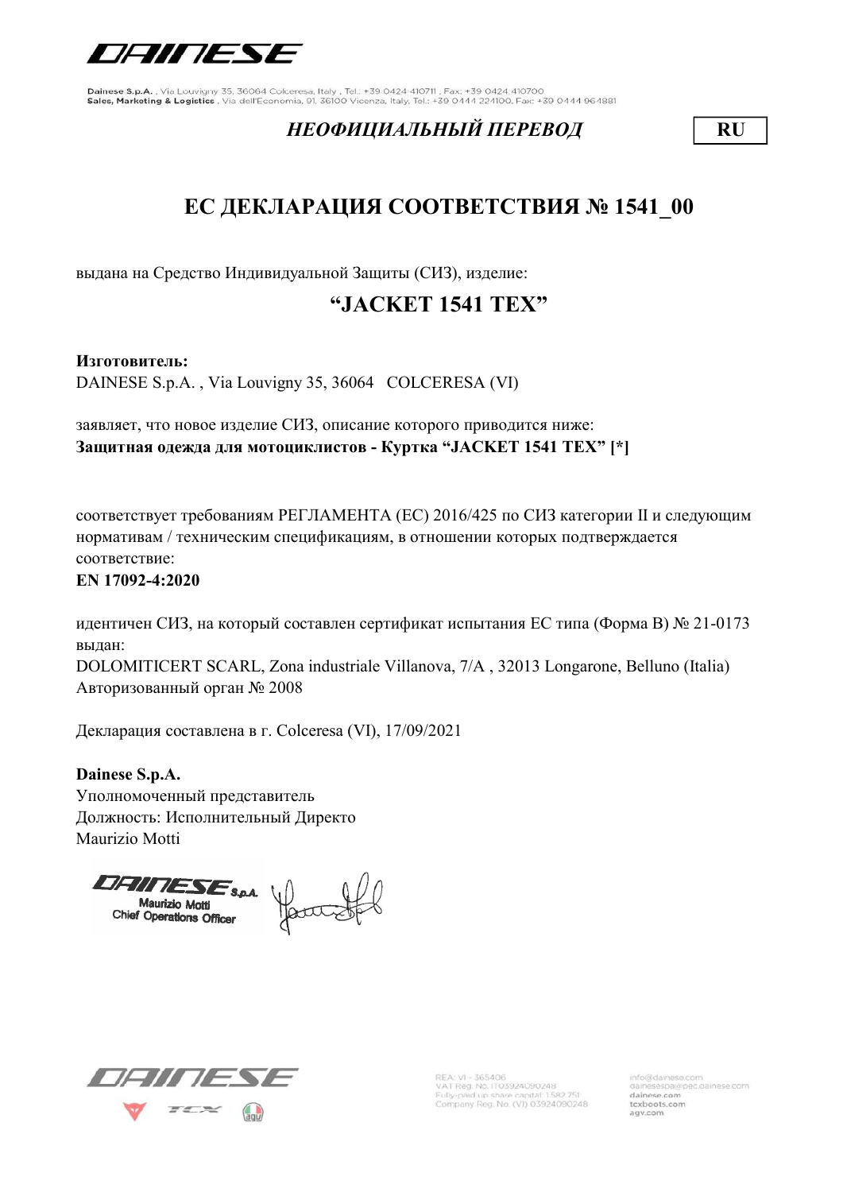Dainese S.p.A. , Via Louvigny 35, 36064 Colceresa, Italy , Tel.: +39 0424 410711 , Fax: +39 0424 410700
Sales, Marketing & Logistics , Via dell'Economia, 91, 36100 Vicenza, Italy, Tel.: +39 0444 224100, Fax: +39 0444 964881

*НЕОФИЦИАЛЬНЫЙ ПЕРЕВОД* **RU**

# ЕС ДЕКЛАРАЦИЯ СООТВЕТСТВИЯ № 1541_00

выдана на Средство Индивидуальной Защиты (СИЗ), изделие:

## "JACKET 1541 TEX"

**Изготовитель:**
DAINESE S.p.A. , Via Louvigny 35, 36064 COLCERESA (VI)

заявляет, что новое изделие СИЗ, описание которого приводится ниже:
**Защитная одежда для мотоциклистов - Куртка "JACKET 1541 TEX" [*]**

соответствует требованиям РЕГЛАМЕНТА (ЕС) 2016/425 по СИЗ категории II и следующим нормативам / техническим спецификациям, в отношении которых подтверждается соответствие:
**EN 17092-4:2020**

идентичен СИЗ, на который составлен сертификат испытания ЕС типа (Форма В) № 21-0173 выдан:
DOLOMITICERT SCARL, Zona industriale Villanova, 7/A , 32013 Longarone, Belluno (Italia)
Авторизованный орган № 2008

Декларация составлена в г. Colceresa (VI), 17/09/2021

**Dainese S.p.A.**
Уполномоченный представитель
Должность: Исполнительный Директо
Maurizio Motti

DAINESE S.p.A.
Maurizio Motti
Chief Operations Officer

REA: VI - 365406
VAT Reg. No. IT03924090248
Fully-paid up share capital: 1.582.751
Company Reg. No. (VI) 03924090248

info@dainese.com
dainesespa@pec.dainese.com
dainese.com
tcxboots.com
agv.com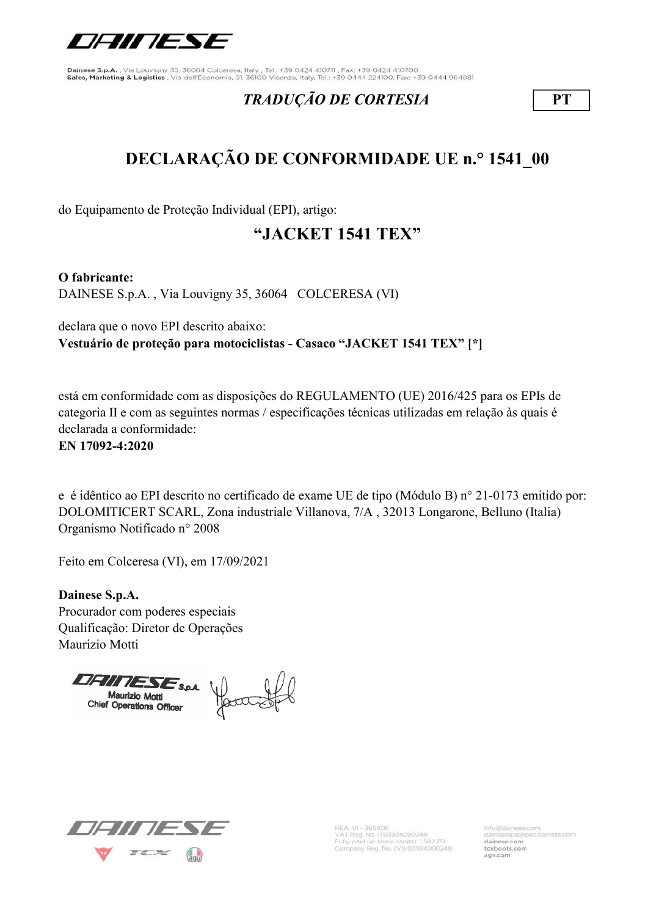*TRADUÇÃO DE CORTESIA* **PT**

# DECLARAÇÃO DE CONFORMIDADE UE n.° 1541_00

do Equipamento de Proteção Individual (EPI), artigo:

## “JACKET 1541 TEX”

**O fabricante:**
DAINESE S.p.A. , Via Louvigny 35, 36064 COLCERESA (VI)

declara que o novo EPI descrito abaixo:
**Vestuário de proteção para motociclistas - Casaco “JACKET 1541 TEX” [*]**

está em conformidade com as disposições do REGULAMENTO (UE) 2016/425 para os EPIs de categoria II e com as seguintes normas / especificações técnicas utilizadas em relação às quais é declarada a conformidade:
**EN 17092-4:2020**

e é idêntico ao EPI descrito no certificado de exame UE de tipo (Módulo B) n° 21-0173 emitido por: DOLOMITICERT SCARL, Zona industriale Villanova, 7/A , 32013 Longarone, Belluno (Italia)
Organismo Notificado n° 2008

Feito em Colceresa (VI), em 17/09/2021

**Dainese S.p.A.**
Procurador com poderes especiais
Qualificação: Diretor de Operações
Maurizio Motti

DAINESE S.p.A.
Maurizio Motti
Chief Operations Officer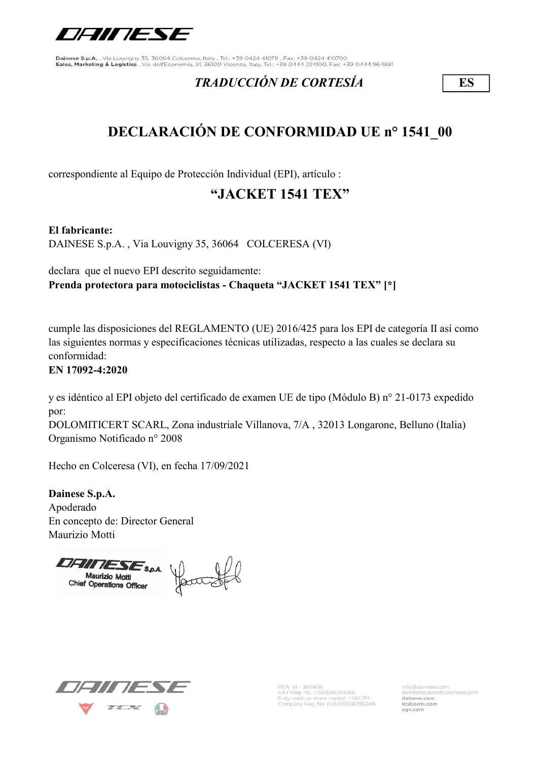Dainese S.p.A. , Via Louvigny 35, 36064 Colceresa, Italy , Tel.: +39 0424 410711 , Fax: +39 0424 410700
Sales, Marketing & Logistics , Via dell'Economia, 91, 36100 Vicenza, Italy, Tel.: +39 0444 224100, Fax: +39 0444 964881

*TRADUCCIÓN DE CORTESÍA* **ES**

# DECLARACIÓN DE CONFORMIDAD UE n° 1541_00

correspondiente al Equipo de Protección Individual (EPI), artículo :

## "JACKET 1541 TEX"

**El fabricante:**
DAINESE S.p.A. , Via Louvigny 35, 36064 COLCERESA (VI)

declara que el nuevo EPI descrito seguidamente:
**Prenda protectora para motociclistas - Chaqueta "JACKET 1541 TEX" [*]**

cumple las disposiciones del REGLAMENTO (UE) 2016/425 para los EPI de categoría II así como las siguientes normas y especificaciones técnicas utilizadas, respecto a las cuales se declara su conformidad:
**EN 17092-4:2020**

y es idéntico al EPI objeto del certificado de examen UE de tipo (Módulo B) n° 21-0173 expedido por:
DOLOMITICERT SCARL, Zona industriale Villanova, 7/A , 32013 Longarone, Belluno (Italia)
Organismo Notificado n° 2008

Hecho en Colceresa (VI), en fecha 17/09/2021

**Dainese S.p.A.**
Apoderado
En concepto de: Director General
Maurizio Motti

DAINESE S.p.A.
Maurizio Motti
Chief Operations Officer

REA: VI - 365406
VAT Reg. No. IT03924090248
Fully-paid up share capital: 1.582.751
Company Reg. No. (VI) 03924090248

info@dainese.com
dainesespa@pec.dainese.com
dainese.com
tcxboots.com
agv.com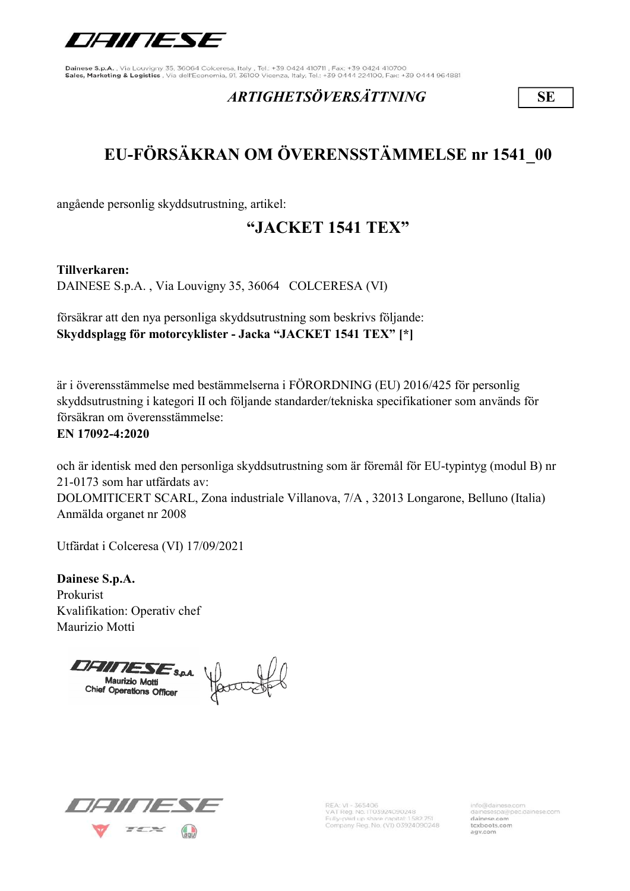Dainese S.p.A. , Via Louvigny 35, 36064 Colceresa, Italy , Tel.: +39 0424 410711 , Fax: +39 0424 410700
Sales, Marketing & Logistics , Via dell'Economia, 91, 36100 Vicenza, Italy, Tel.: +39 0444 224100, Fax: +39 0444 964881

*ARTIGHETSÖVERSÄTTNING* **SE**

# EU-FÖRSÄKRAN OM ÖVERENSSTÄMMELSE nr 1541_00

angående personlig skyddsutrustning, artikel:

## "JACKET 1541 TEX"

**Tillverkaren:**
DAINESE S.p.A. , Via Louvigny 35, 36064 COLCERESA (VI)

försäkrar att den nya personliga skyddsutrustning som beskrivs följande:
**Skyddsplagg för motorcyklister - Jacka "JACKET 1541 TEX" [*]**

är i överensstämmelse med bestämmelserna i FÖRORDNING (EU) 2016/425 för personlig skyddsutrustning i kategori II och följande standarder/tekniska specifikationer som används för försäkran om överensstämmelse:
**EN 17092-4:2020**

och är identisk med den personliga skyddsutrustning som är föremål för EU-typintyg (modul B) nr 21-0173 som har utfärdats av:
DOLOMITICERT SCARL, Zona industriale Villanova, 7/A , 32013 Longarone, Belluno (Italia)
Anmälda organet nr 2008

Utfärdat i Colceresa (VI) 17/09/2021

**Dainese S.p.A.**
Prokurist
Kvalifikation: Operativ chef
Maurizio Motti

DAINESE S.p.A.
Maurizio Motti
Chief Operations Officer

REA: VI - 365406
VAT Reg. No. IT03924090248
Fully-paid up share capital: 1.582.751
Company Reg. No. (VI) 03924090248

info@dainese.com
dainesespa@pec.dainese.com
dainese.com
tcxboots.com
agv.com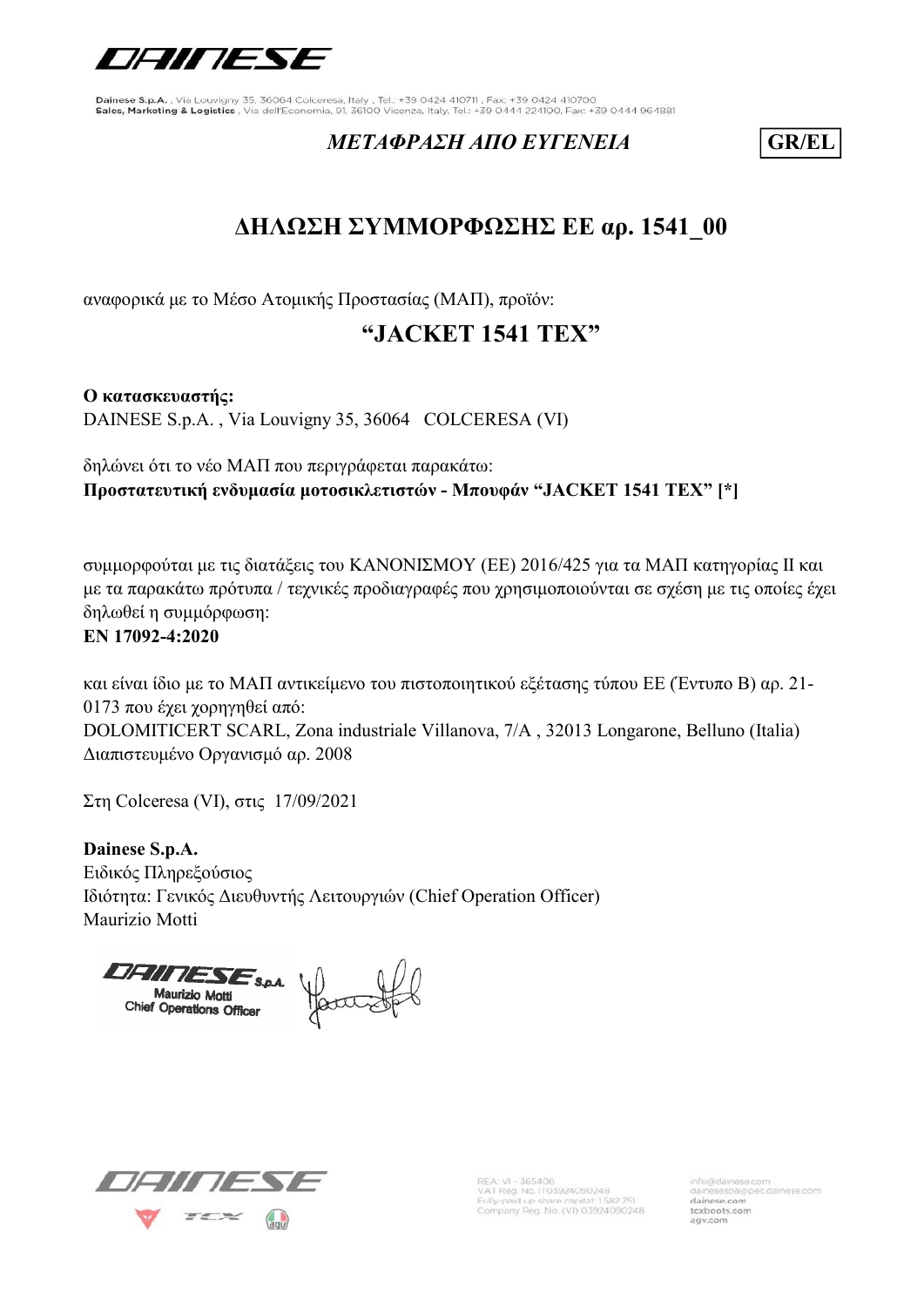Dainese S.p.A. , Via Louvigny 35, 36064 Colceresa, Italy , Tel.: +39 0424 410711 , Fax: +39 0424 410700
Sales, Marketing & Logistics , Via dell'Economia, 91, 36100 Vicenza, Italy, Tel.: +39 0444 224100, Fax: +39 0444 964881

*ΜΕΤΑΦΡΑΣΗ ΑΠΟ ΕΥΓΕΝΕΙΑ* **GR/EL**

## ΔΗΛΩΣΗ ΣΥΜΜΟΡΦΩΣΗΣ ΕΕ αρ. 1541_00

αναφορικά με το Μέσο Ατομικής Προστασίας (ΜΑΠ), προϊόν:

## "JACKET 1541 TEX"

**Ο κατασκευαστής:**
DAINESE S.p.A. , Via Louvigny 35, 36064 COLCERESA (VI)

δηλώνει ότι το νέο ΜΑΠ που περιγράφεται παρακάτω:
**Προστατευτική ενδυμασία μοτοσικλετιστών - Μπουφάν "JACKET 1541 TEX" [*]**

συμμορφούται με τις διατάξεις του ΚΑΝΟΝΙΣΜΟΥ (ΕΕ) 2016/425 για τα ΜΑΠ κατηγορίας II και με τα παρακάτω πρότυπα / τεχνικές προδιαγραφές που χρησιμοποιούνται σε σχέση με τις οποίες έχει δηλωθεί η συμμόρφωση:
**EN 17092-4:2020**

και είναι ίδιο με το ΜΑΠ αντικείμενο του πιστοποιητικού εξέτασης τύπου ΕΕ (Έντυπο Β) αρ. 21-0173 που έχει χορηγηθεί από:
DOLOMITICERT SCARL, Zona industriale Villanova, 7/A , 32013 Longarone, Belluno (Italia)
Διαπιστευμένο Οργανισμό αρ. 2008

Στη Colceresa (VI), στις 17/09/2021

**Dainese S.p.A.**
Ειδικός Πληρεξούσιος
Ιδιότητα: Γενικός Διευθυντής Λειτουργιών (Chief Operation Officer)
Maurizio Motti

DAINESE S.p.A.
Maurizio Motti
Chief Operations Officer

REA: VI - 365406
VAT Reg. No. IT03924090248
Fully-paid up share capital: 1.582.751
Company Reg. No. (VI) 03924090248

info@dainese.com
dainesespa@pec.dainese.com
dainese.com
tcxboots.com
agv.com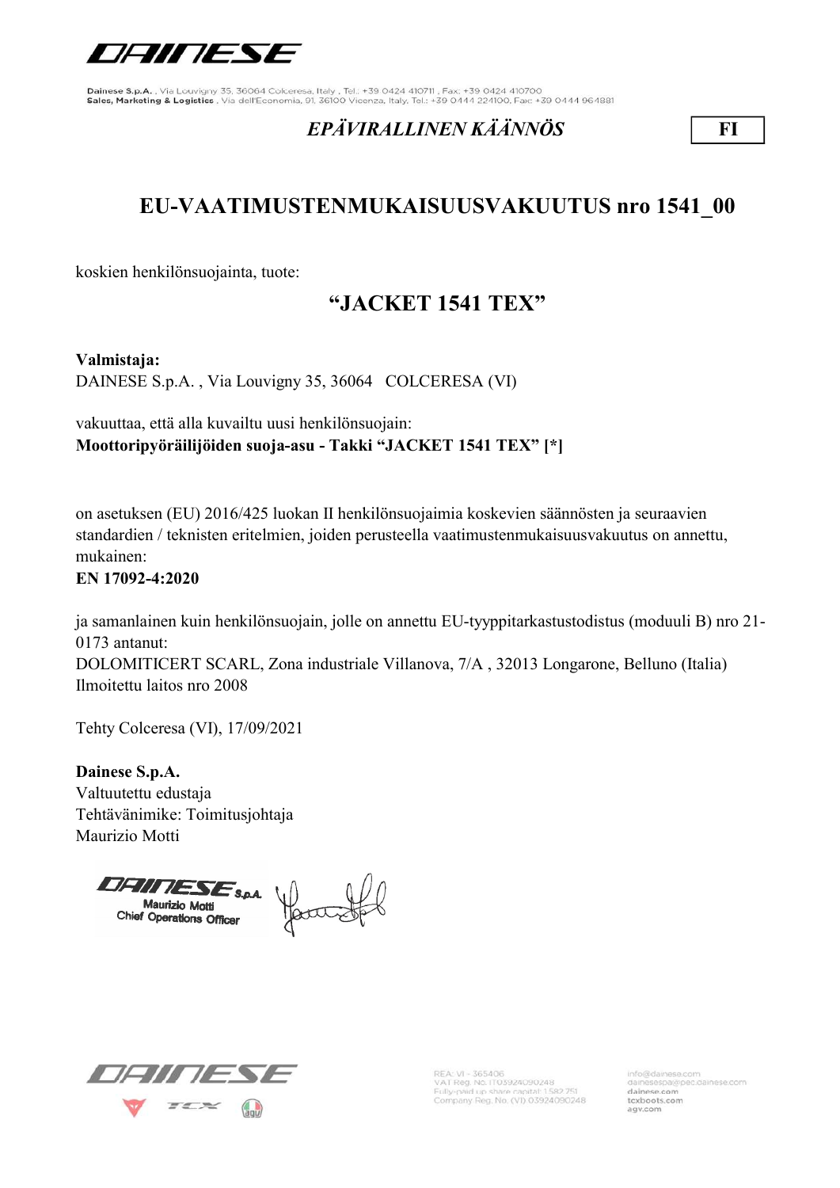Dainese S.p.A. , Via Louvigny 35, 36064 Colceresa, Italy , Tel.: +39 0424 410711 , Fax: +39 0424 410700
**Sales, Marketing & Logistics** , Via dell'Economia, 91, 36100 Vicenza, Italy, Tel.: +39 0444 224100, Fax: +39 0444 964881

***EPÄVIRALLINEN KÄÄNNÖS*** **FI**

# EU-VAATIMUSTENMUKAISUUSVAKUUTUS nro 1541_00

koskien henkilönsuojainta, tuote:

## "JACKET 1541 TEX"

**Valmistaja:**
DAINESE S.p.A. , Via Louvigny 35, 36064 COLCERESA (VI)

vakuuttaa, että alla kuvailtu uusi henkilönsuojain:
**Moottoripyöräilijöiden suoja-asu - Takki "JACKET 1541 TEX" [*]**

on asetuksen (EU) 2016/425 luokan II henkilönsuojaimia koskevien säännösten ja seuraavien standardien / teknisten eritelmien, joiden perusteella vaatimustenmukaisuusvakuutus on annettu, mukainen:
**EN 17092-4:2020**

ja samanlainen kuin henkilönsuojain, jolle on annettu EU-tyyppitarkastustodistus (moduuli B) nro 21-0173 antanut:
DOLOMITICERT SCARL, Zona industriale Villanova, 7/A , 32013 Longarone, Belluno (Italia)
Ilmoitettu laitos nro 2008

Tehty Colceresa (VI), 17/09/2021

**Dainese S.p.A.**
Valtuutettu edustaja
Tehtävänimike: Toimitusjohtaja
Maurizio Motti

DAINESE S.p.A.
Maurizio Motti
Chief Operations Officer

REA: VI - 365406
VAT Reg. No. IT03924090248
Fully-paid up share capital: 1.582.751
Company Reg. No. (VI) 03924090248

info@dainese.com
dainesespa@pec.dainese.com
dainese.com
tcxboots.com
agv.com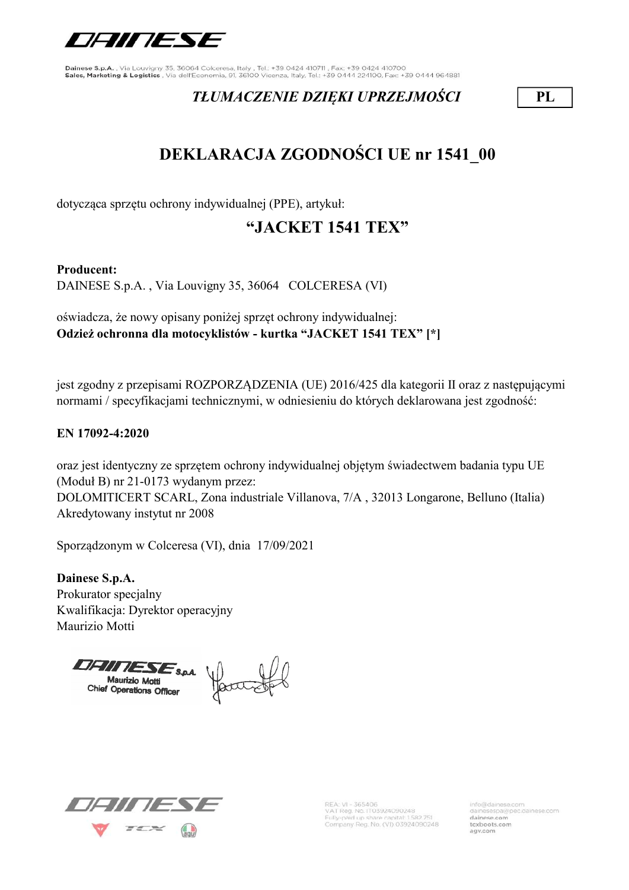Dainese S.p.A. , Via Louvigny 35, 36064 Colceresa, Italy , Tel.: +39 0424 410711 , Fax: +39 0424 410700
Sales, Marketing & Logistics , Via dell'Economia, 91, 36100 Vicenza, Italy, Tel.: +39 0444 224100, Fax: +39 0444 964881

*TŁUMACZENIE DZIĘKI UPRZEJMOŚCI* **PL**

# DEKLARACJA ZGODNOŚCI UE nr 1541_00

dotycząca sprzętu ochrony indywidualnej (PPE), artykuł:

## "JACKET 1541 TEX"

**Producent:**
DAINESE S.p.A. , Via Louvigny 35, 36064 COLCERESA (VI)

oświadcza, że nowy opisany poniżej sprzęt ochrony indywidualnej:
**Odzież ochronna dla motocyklistów - kurtka "JACKET 1541 TEX" [*]**

jest zgodny z przepisami ROZPORZĄDZENIA (UE) 2016/425 dla kategorii II oraz z następującymi normami / specyfikacjami technicznymi, w odniesieniu do których deklarowana jest zgodność:

**EN 17092-4:2020**

oraz jest identyczny ze sprzętem ochrony indywidualnej objętym świadectwem badania typu UE (Moduł B) nr 21-0173 wydanym przez:
DOLOMITICERT SCARL, Zona industriale Villanova, 7/A , 32013 Longarone, Belluno (Italia)
Akredytowany instytut nr 2008

Sporządzonym w Colceresa (VI), dnia 17/09/2021

**Dainese S.p.A.**
Prokurator specjalny
Kwalifikacja: Dyrektor operacyjny
Maurizio Motti

DAINESE S.p.A.
Maurizio Motti
Chief Operations Officer

REA: VI - 365406
VAT Reg. No. IT03924090248
Fully-paid up share capital: 1.582.751
Company Reg. No. (VI) 03924090248

info@dainese.com
dainesespa@pec.dainese.com
dainese.com
tcxboots.com
agv.com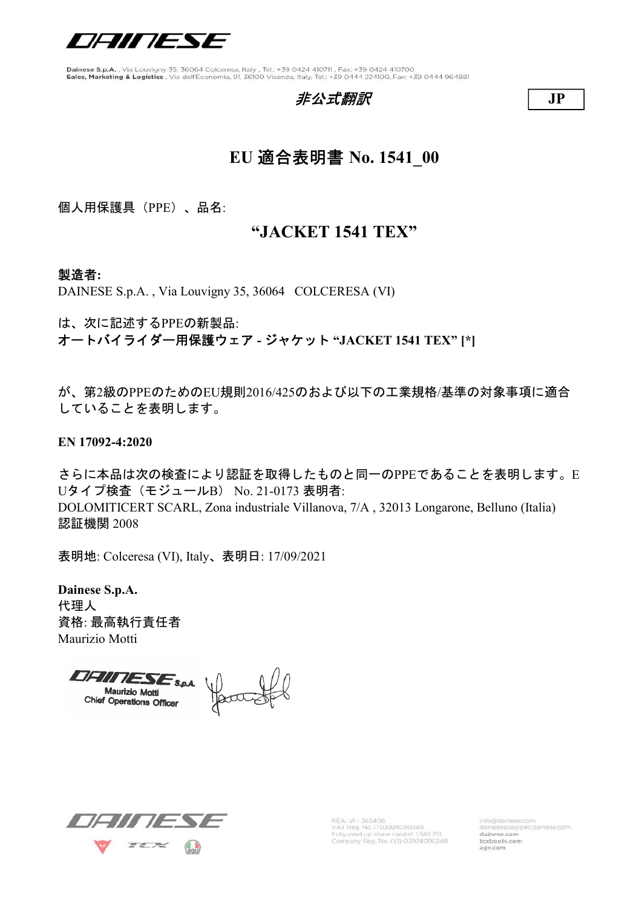Dainese S.p.A. , Via Louvigny 35, 36064 Colceresa, Italy , Tel.: +39 0424 410711 , Fax: +39 0424 410700
Sales, Marketing & Logistics , Via dell'Economia, 91, 36100 Vicenza, Italy, Tel.: +39 0444 224100, Fax: +39 0444 964881

*非公式翻訳*

**JP**

# EU 適合表明書 No. 1541_00

個人用保護具（PPE）、品名:

## “JACKET 1541 TEX”

**製造者:**
DAINESE S.p.A. , Via Louvigny 35, 36064 COLCERESA (VI)

は、次に記述するPPEの新製品:
**オートバイライダー用保護ウェア - ジャケット “JACKET 1541 TEX” [*]**

が、第2級のPPEのためのEU規則2016/425のおよび以下の工業規格/基準の対象事項に適合していることを表明します。

**EN 17092-4:2020**

さらに本品は次の検査により認証を取得したものと同一のPPEであることを表明します。EUタイプ検査（モジュールB） No. 21-0173 表明者:
DOLOMITICERT SCARL, Zona industriale Villanova, 7/A , 32013 Longarone, Belluno (Italia)
認証機関 2008

表明地: Colceresa (VI), Italy、表明日: 17/09/2021

**Dainese S.p.A.**
代理人
資格: 最高執行責任者
Maurizio Motti

DAINESE S.p.A.
Maurizio Motti
Chief Operations Officer

REA: VI - 365406
VAT Reg. No. IT03924090248
Fully-paid up share capital: 1.582.751
Company Reg. No. (VI) 03924090248

info@dainese.com
dainesespa@pec.dainese.com
dainese.com
tcxboots.com
agv.com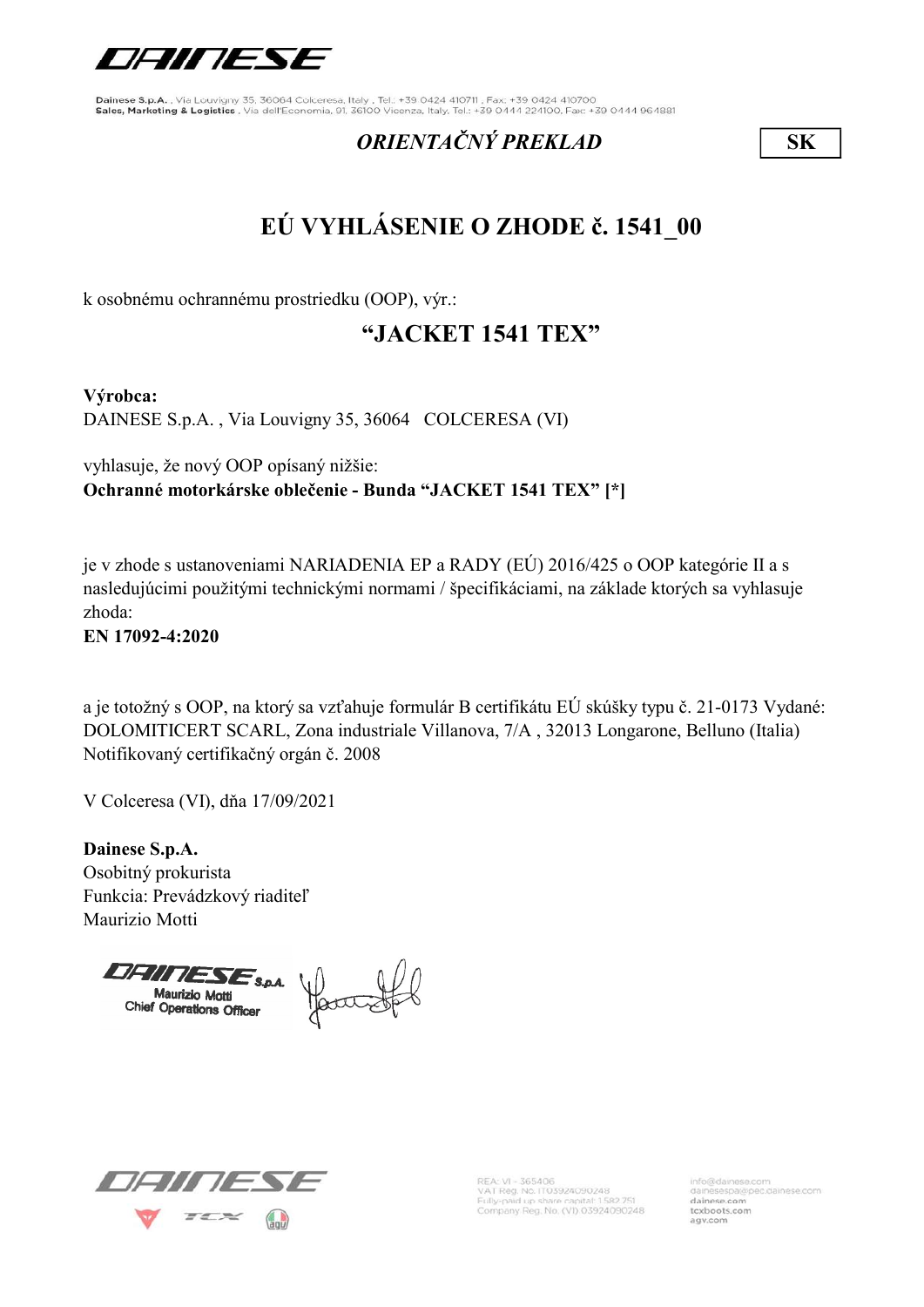Dainese S.p.A. , Via Louvigny 35, 36064 Colceresa, Italy , Tel.: +39 0424 410711 , Fax: +39 0424 410700
Sales, Marketing & Logistics , Via dell'Economia, 91, 36100 Vicenza, Italy, Tel.: +39 0444 224100, Fax: +39 0444 964881

*ORIENTAČNÝ PREKLAD* **SK**

# EÚ VYHLÁSENIE O ZHODE č. 1541_00

k osobnému ochrannému prostriedku (OOP), výr.:

## "JACKET 1541 TEX"

**Výrobca:**
DAINESE S.p.A. , Via Louvigny 35, 36064 COLCERESA (VI)

vyhlasuje, že nový OOP opísaný nižšie:
**Ochranné motorkárske oblečenie - Bunda "JACKET 1541 TEX" [*]**

je v zhode s ustanoveniami NARIADENIA EP a RADY (EÚ) 2016/425 o OOP kategórie II a s nasledujúcimi použitými technickými normami / špecifikáciami, na základe ktorých sa vyhlasuje zhoda:
**EN 17092-4:2020**

a je totožný s OOP, na ktorý sa vzťahuje formulár B certifikátu EÚ skúšky typu č. 21-0173 Vydané: DOLOMITICERT SCARL, Zona industriale Villanova, 7/A , 32013 Longarone, Belluno (Italia)
Notifikovaný certifikačný orgán č. 2008

V Colceresa (VI), dňa 17/09/2021

**Dainese S.p.A.**
Osobitný prokurista
Funkcia: Prevádzkový riaditeľ
Maurizio Motti

DAINESE S.p.A.
Maurizio Motti
Chief Operations Officer

REA: VI - 365406
VAT Reg. No. IT03924090248
Fully-paid up share capital: 1.582.751
Company Reg. No. (VI) 03924090248

info@dainese.com
dainesespa@pec.dainese.com
dainese.com
tcxboots.com
agv.com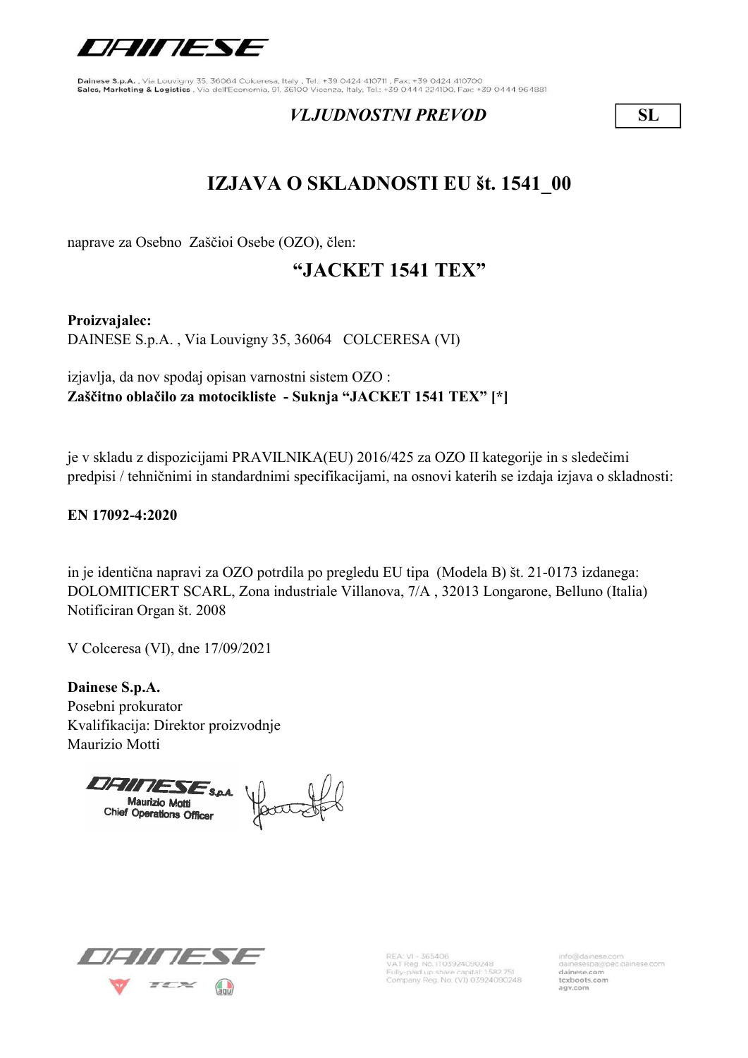Dainese S.p.A. , Via Louvigny 35, 36064 Colceresa, Italy , Tel.: +39 0424 410711 , Fax: +39 0424 410700
Sales, Marketing & Logistics , Via dell'Economia, 91, 36100 Vicenza, Italy, Tel.: +39 0444 224100, Fax: +39 0444 964881

*VLJUDNOSTNI PREVOD* **SL**

# IZJAVA O SKLADNOSTI EU št. 1541_00

naprave za Osebno Zaščioi Osebe (OZO), člen:

## "JACKET 1541 TEX"

**Proizvajalec:**
DAINESE S.p.A. , Via Louvigny 35, 36064 COLCERESA (VI)

izjavlja, da nov spodaj opisan varnostni sistem OZO :
**Zaščitno oblačilo za motocikliste - Suknja "JACKET 1541 TEX" [*]**

je v skladu z dispozicijami PRAVILNIKA(EU) 2016/425 za OZO II kategorije in s sledečimi predpisi / tehničnimi in standardnimi specifikacijami, na osnovi katerih se izdaja izjava o skladnosti:

**EN 17092-4:2020**

in je identična napravi za OZO potrdila po pregledu EU tipa (Modela B) št. 21-0173 izdanega:
DOLOMITICERT SCARL, Zona industriale Villanova, 7/A , 32013 Longarone, Belluno (Italia)
Notificiran Organ št. 2008

V Colceresa (VI), dne 17/09/2021

**Dainese S.p.A.**
Posebni prokurator
Kvalifikacija: Direktor proizvodnje
Maurizio Motti

DAINESE S.p.A.
Maurizio Motti
Chief Operations Officer

REA: VI - 365406
VAT Reg. No. IT03924090248
Fully-paid up share capital: 1.582.751
Company Reg. No. (VI) 03924090248

info@dainese.com
dainesespa@pec.dainese.com
dainese.com
tcxboots.com
agv.com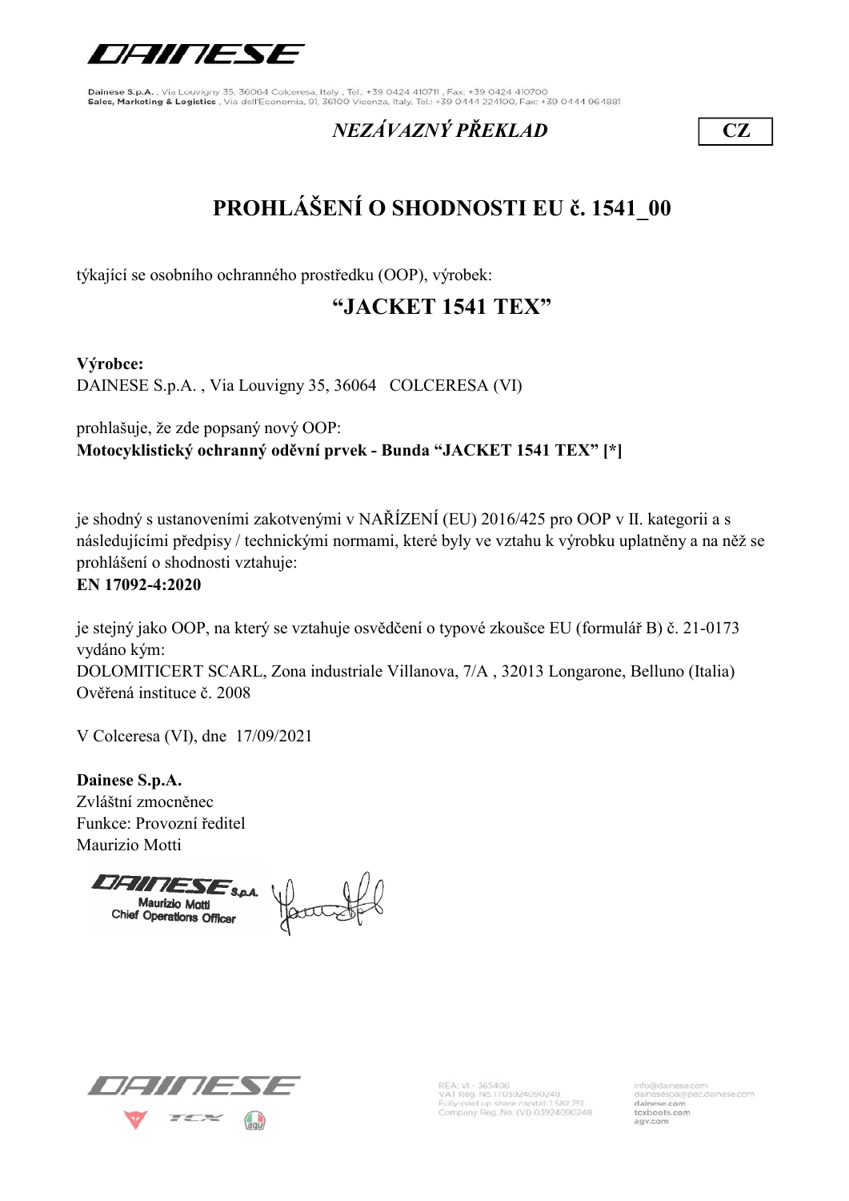Dainese S.p.A. , Via Louvigny 35, 36064 Colceresa, Italy , Tel.: +39 0424 410711 , Fax: +39 0424 410700
Sales, Marketing & Logistics , Via dell'Economia, 91, 36100 Vicenza, Italy, Tel.: +39 0444 224100, Fax: +39 0444 964881

*NEZÁVAZNÝ PŘEKLAD* **CZ**

# PROHLÁŠENÍ O SHODNOSTI EU č. 1541_00

týkající se osobního ochranného prostředku (OOP), výrobek:

## “JACKET 1541 TEX”

**Výrobce:**
DAINESE S.p.A. , Via Louvigny 35, 36064 COLCERESA (VI)

prohlašuje, že zde popsaný nový OOP:
**Motocyklistický ochranný oděvní prvek - Bunda “JACKET 1541 TEX” [*]**

je shodný s ustanoveními zakotvenými v NAŘÍZENÍ (EU) 2016/425 pro OOP v II. kategorii a s následujícími předpisy / technickými normami, které byly ve vztahu k výrobku uplatněny a na něž se prohlášení o shodnosti vztahuje:
**EN 17092-4:2020**

je stejný jako OOP, na který se vztahuje osvědčení o typové zkoušce EU (formulář B) č. 21-0173 vydáno kým:
DOLOMITICERT SCARL, Zona industriale Villanova, 7/A , 32013 Longarone, Belluno (Italia)
Ověřená instituce č. 2008

V Colceresa (VI), dne 17/09/2021

**Dainese S.p.A.**
Zvláštní zmocněnec
Funkce: Provozní ředitel
Maurizio Motti

DAINESE S.p.A.
Maurizio Motti
Chief Operations Officer

REA: VI - 365406
VAT Reg. No. IT03924090248
Fully-paid up share capital: 1.582.751
Company Reg. No. (VI) 03924090248

info@dainese.com
dainesespa@pec.dainese.com
dainese.com
tcxboots.com
agv.com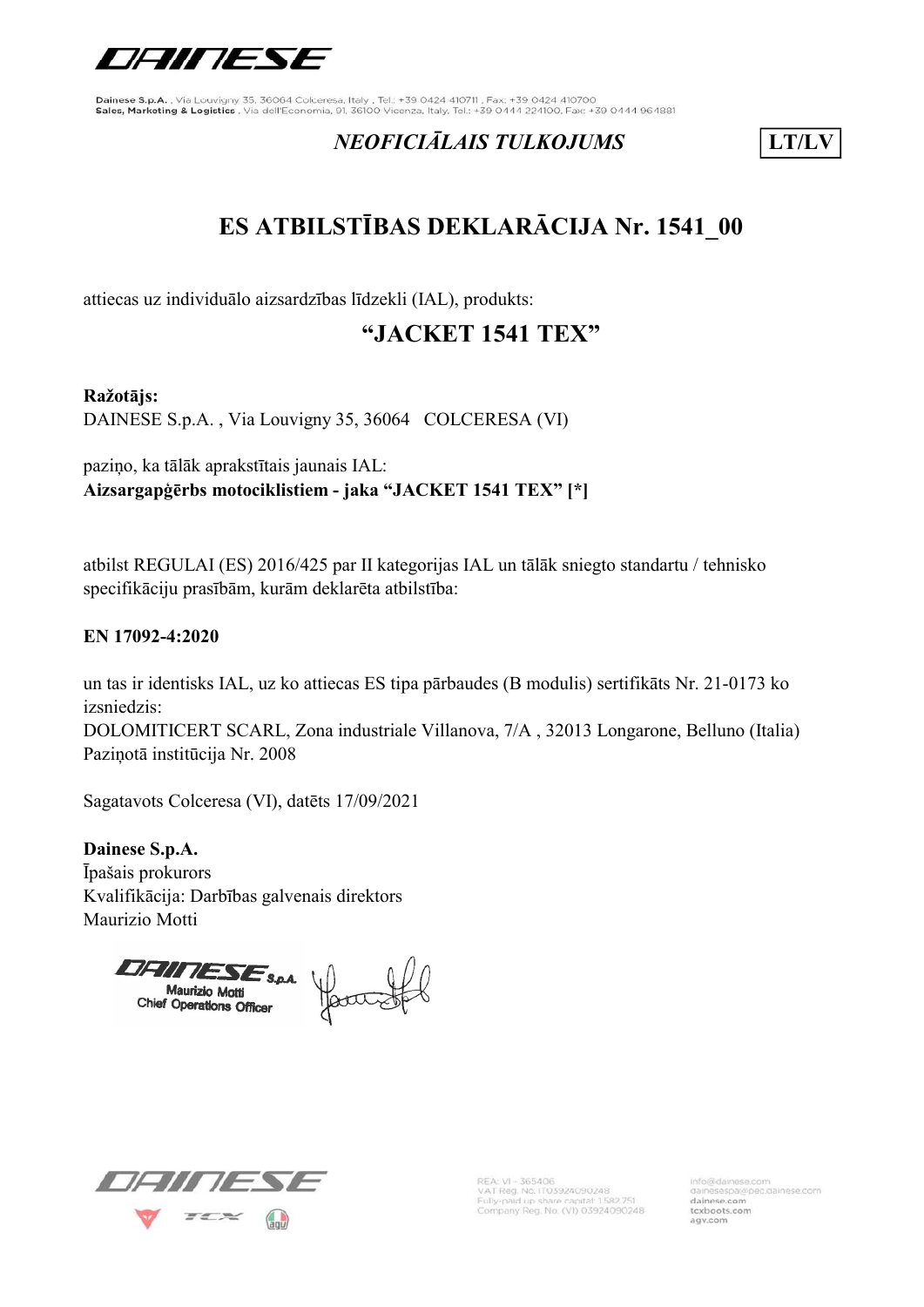Dainese S.p.A. , Via Louvigny 35, 36064 Colceresa, Italy , Tel.: +39 0424 410711 , Fax: +39 0424 410700
Sales, Marketing & Logistics , Via dell'Economia, 91, 36100 Vicenza, Italy, Tel.: +39 0444 224100, Fax: +39 0444 964881

*NEOFICIĀLAIS TULKOJUMS* **LT/LV**

# ES ATBILSTĪBAS DEKLARĀCIJA Nr. 1541_00

attiecas uz individuālo aizsardzības līdzekli (IAL), produkts:

## "JACKET 1541 TEX"

**Ražotājs:**
DAINESE S.p.A. , Via Louvigny 35, 36064 COLCERESA (VI)

paziņo, ka tālāk aprakstītais jaunais IAL:
**Aizsargapģērbs motociklistiem - jaka "JACKET 1541 TEX" [*]**

atbilst REGULAI (ES) 2016/425 par II kategorijas IAL un tālāk sniegto standartu / tehnisko specifikāciju prasībām, kurām deklarēta atbilstība:

**EN 17092-4:2020**

un tas ir identisks IAL, uz ko attiecas ES tipa pārbaudes (B modulis) sertifikāts Nr. 21-0173 ko izsniedzis:
DOLOMITICERT SCARL, Zona industriale Villanova, 7/A , 32013 Longarone, Belluno (Italia)
Paziņotā institūcija Nr. 2008

Sagatavots Colceresa (VI), datēts 17/09/2021

**Dainese S.p.A.**
Īpašais prokurors
Kvalifikācija: Darbības galvenais direktors
Maurizio Motti

DAINESE S.p.A.
Maurizio Motti
Chief Operations Officer

REA: VI - 365406
VAT Reg. No. IT03924090248
Fully-paid up share capital: 1.582.251
Company Reg. No. (VI) 03924090248

info@dainese.com
dainesespa@pec.dainese.com
dainese.com
tcxboots.com
agv.com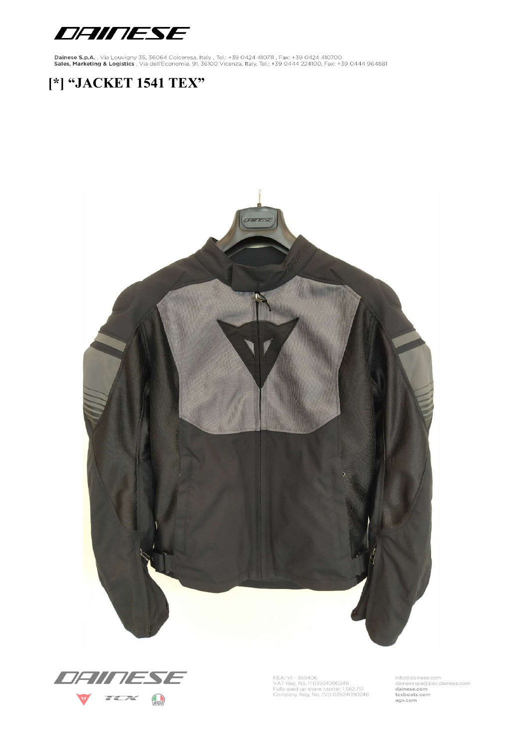**Dainese S.p.A.** , Via Louvigny 35, 36064 Colceresa, Italy , Tel.: +39 0424 410711 , Fax: +39 0424 410700
**Sales, Marketing & Logistics** , Via dell'Economia, 91, 36100 Vicenza, Italy, Tel.: +39 0444 224100, Fax: +39 0444 964881

# [*] "JACKET 1541 TEX"

REA: VI - 365406
VAT Reg. No. IT03924090248
Fully-paid up share capital: 1.582.751
Company Reg. No. (VI) 03924090248

info@dainese.com
dainesespa@pec.dainese.com
**dainese.com**
**tcxboots.com**
agv.com